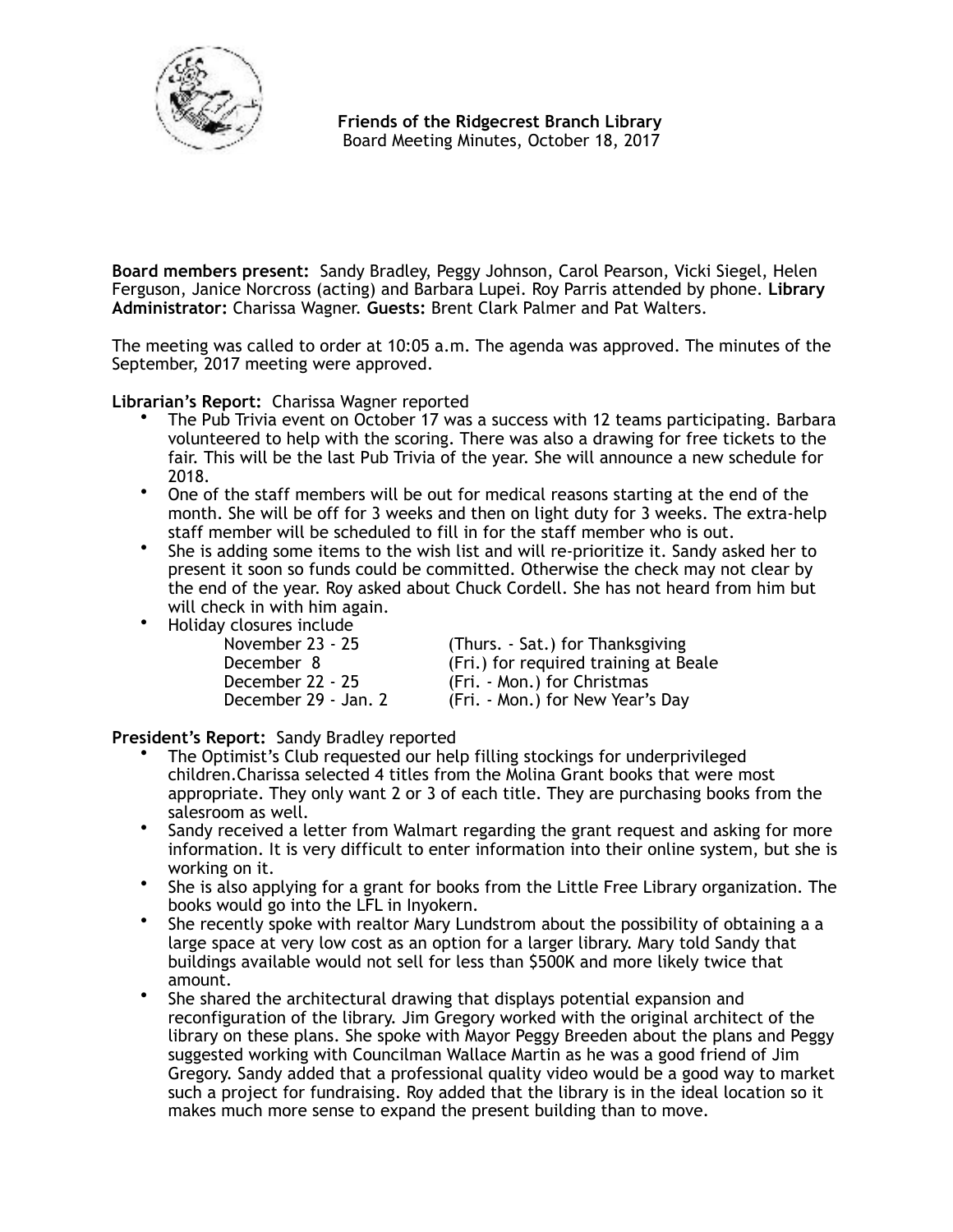**Friends of the Ridgecrest Branch Library**
Board Meeting Minutes, October 18, 2017

**Board members present:** Sandy Bradley, Peggy Johnson, Carol Pearson, Vicki Siegel, Helen Ferguson, Janice Norcross (acting) and Barbara Lupei. Roy Parris attended by phone. **Library Administrator:** Charissa Wagner. **Guests:** Brent Clark Palmer and Pat Walters.

The meeting was called to order at 10:05 a.m. The agenda was approved. The minutes of the September, 2017 meeting were approved.

**Librarian's Report:** Charissa Wagner reported

- The Pub Trivia event on October 17 was a success with 12 teams participating. Barbara volunteered to help with the scoring. There was also a drawing for free tickets to the fair. This will be the last Pub Trivia of the year. She will announce a new schedule for 2018.
- One of the staff members will be out for medical reasons starting at the end of the month. She will be off for 3 weeks and then on light duty for 3 weeks. The extra-help staff member will be scheduled to fill in for the staff member who is out.
- She is adding some items to the wish list and will re-prioritize it. Sandy asked her to present it soon so funds could be committed. Otherwise the check may not clear by the end of the year. Roy asked about Chuck Cordell. She has not heard from him but will check in with him again.
- Holiday closures include

| | |
|---|---|
| November 23 - 25 | (Thurs. - Sat.) for Thanksgiving |
| December 8 | (Fri.) for required training at Beale |
| December 22 - 25 | (Fri. - Mon.) for Christmas |
| December 29 - Jan. 2 | (Fri. - Mon.) for New Year's Day |

**President's Report:** Sandy Bradley reported

- The Optimist's Club requested our help filling stockings for underprivileged children.Charissa selected 4 titles from the Molina Grant books that were most appropriate. They only want 2 or 3 of each title. They are purchasing books from the salesroom as well.
- Sandy received a letter from Walmart regarding the grant request and asking for more information. It is very difficult to enter information into their online system, but she is working on it.
- She is also applying for a grant for books from the Little Free Library organization. The books would go into the LFL in Inyokern.
- She recently spoke with realtor Mary Lundstrom about the possibility of obtaining a a large space at very low cost as an option for a larger library. Mary told Sandy that buildings available would not sell for less than $500K and more likely twice that amount.
- She shared the architectural drawing that displays potential expansion and reconfiguration of the library. Jim Gregory worked with the original architect of the library on these plans. She spoke with Mayor Peggy Breeden about the plans and Peggy suggested working with Councilman Wallace Martin as he was a good friend of Jim Gregory. Sandy added that a professional quality video would be a good way to market such a project for fundraising. Roy added that the library is in the ideal location so it makes much more sense to expand the present building than to move.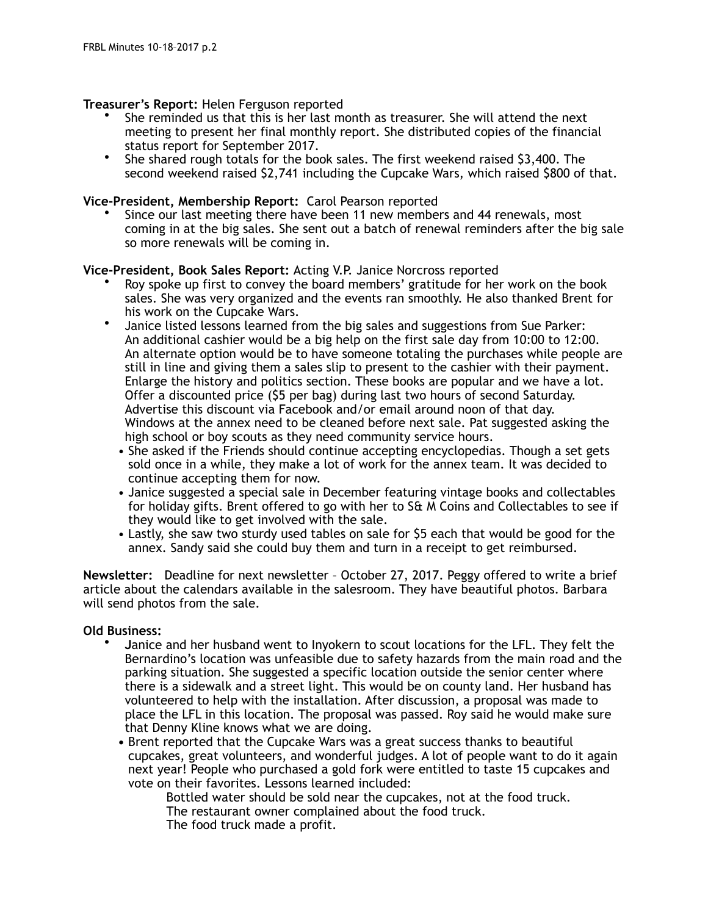**Treasurer's Report:** Helen Ferguson reported

- She reminded us that this is her last month as treasurer. She will attend the next meeting to present her final monthly report. She distributed copies of the financial status report for September 2017.
- She shared rough totals for the book sales. The first weekend raised $3,400. The second weekend raised $2,741 including the Cupcake Wars, which raised $800 of that.

**Vice-President, Membership Report:** Carol Pearson reported

- Since our last meeting there have been 11 new members and 44 renewals, most coming in at the big sales. She sent out a batch of renewal reminders after the big sale so more renewals will be coming in.

**Vice-President, Book Sales Report:** Acting V.P. Janice Norcross reported

- Roy spoke up first to convey the board members' gratitude for her work on the book sales. She was very organized and the events ran smoothly. He also thanked Brent for his work on the Cupcake Wars.
- Janice listed lessons learned from the big sales and suggestions from Sue Parker:
  An additional cashier would be a big help on the first sale day from 10:00 to 12:00. An alternate option would be to have someone totaling the purchases while people are still in line and giving them a sales slip to present to the cashier with their payment.
  Enlarge the history and politics section. These books are popular and we have a lot.
  Offer a discounted price ($5 per bag) during last two hours of second Saturday. Advertise this discount via Facebook and/or email around noon of that day.
  Windows at the annex need to be cleaned before next sale. Pat suggested asking the high school or boy scouts as they need community service hours.
  - She asked if the Friends should continue accepting encyclopedias. Though a set gets sold once in a while, they make a lot of work for the annex team. It was decided to continue accepting them for now.
  - Janice suggested a special sale in December featuring vintage books and collectables for holiday gifts. Brent offered to go with her to S& M Coins and Collectables to see if they would like to get involved with the sale.
  - Lastly, she saw two sturdy used tables on sale for $5 each that would be good for the annex. Sandy said she could buy them and turn in a receipt to get reimbursed.

**Newsletter:** Deadline for next newsletter – October 27, 2017. Peggy offered to write a brief article about the calendars available in the salesroom. They have beautiful photos. Barbara will send photos from the sale.

**Old Business:**

- Janice and her husband went to Inyokern to scout locations for the LFL. They felt the Bernardino's location was unfeasible due to safety hazards from the main road and the parking situation. She suggested a specific location outside the senior center where there is a sidewalk and a street light. This would be on county land. Her husband has volunteered to help with the installation. After discussion, a proposal was made to place the LFL in this location. The proposal was passed. Roy said he would make sure that Denny Kline knows what we are doing.
  - Brent reported that the Cupcake Wars was a great success thanks to beautiful cupcakes, great volunteers, and wonderful judges. A lot of people want to do it again next year! People who purchased a gold fork were entitled to taste 15 cupcakes and vote on their favorites. Lessons learned included:
    Bottled water should be sold near the cupcakes, not at the food truck.
    The restaurant owner complained about the food truck.
    The food truck made a profit.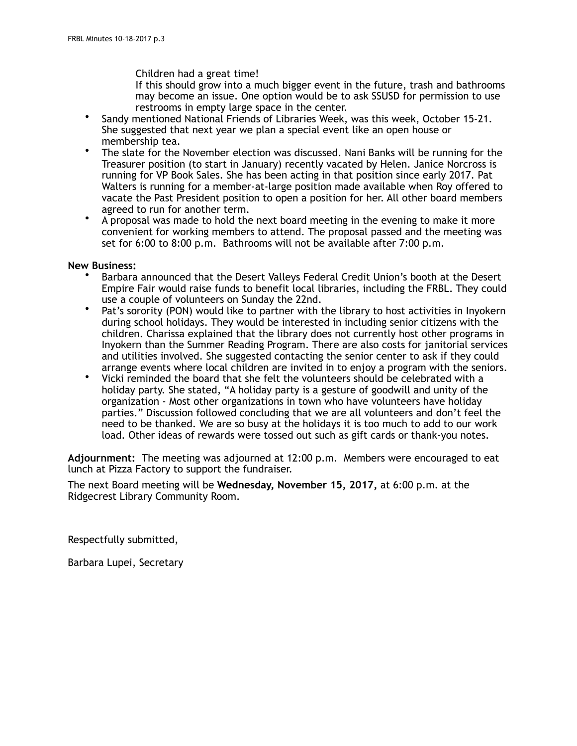Children had a great time!
If this should grow into a much bigger event in the future, trash and bathrooms may become an issue. One option would be to ask SSUSD for permission to use restrooms in empty large space in the center.

- Sandy mentioned National Friends of Libraries Week, was this week, October 15-21. She suggested that next year we plan a special event like an open house or membership tea.
- The slate for the November election was discussed. Nani Banks will be running for the Treasurer position (to start in January) recently vacated by Helen. Janice Norcross is running for VP Book Sales. She has been acting in that position since early 2017. Pat Walters is running for a member-at-large position made available when Roy offered to vacate the Past President position to open a position for her. All other board members agreed to run for another term.
- A proposal was made to hold the next board meeting in the evening to make it more convenient for working members to attend. The proposal passed and the meeting was set for 6:00 to 8:00 p.m. Bathrooms will not be available after 7:00 p.m.

**New Business:**

- Barbara announced that the Desert Valleys Federal Credit Union's booth at the Desert Empire Fair would raise funds to benefit local libraries, including the FRBL. They could use a couple of volunteers on Sunday the 22nd.
- Pat's sorority (PON) would like to partner with the library to host activities in Inyokern during school holidays. They would be interested in including senior citizens with the children. Charissa explained that the library does not currently host other programs in Inyokern than the Summer Reading Program. There are also costs for janitorial services and utilities involved. She suggested contacting the senior center to ask if they could arrange events where local children are invited in to enjoy a program with the seniors.
- Vicki reminded the board that she felt the volunteers should be celebrated with a holiday party. She stated, "A holiday party is a gesture of goodwill and unity of the organization - Most other organizations in town who have volunteers have holiday parties." Discussion followed concluding that we are all volunteers and don't feel the need to be thanked. We are so busy at the holidays it is too much to add to our work load. Other ideas of rewards were tossed out such as gift cards or thank-you notes.

**Adjournment:** The meeting was adjourned at 12:00 p.m. Members were encouraged to eat lunch at Pizza Factory to support the fundraiser.

The next Board meeting will be **Wednesday, November 15, 2017,** at 6:00 p.m. at the Ridgecrest Library Community Room.

Respectfully submitted,

Barbara Lupei, Secretary